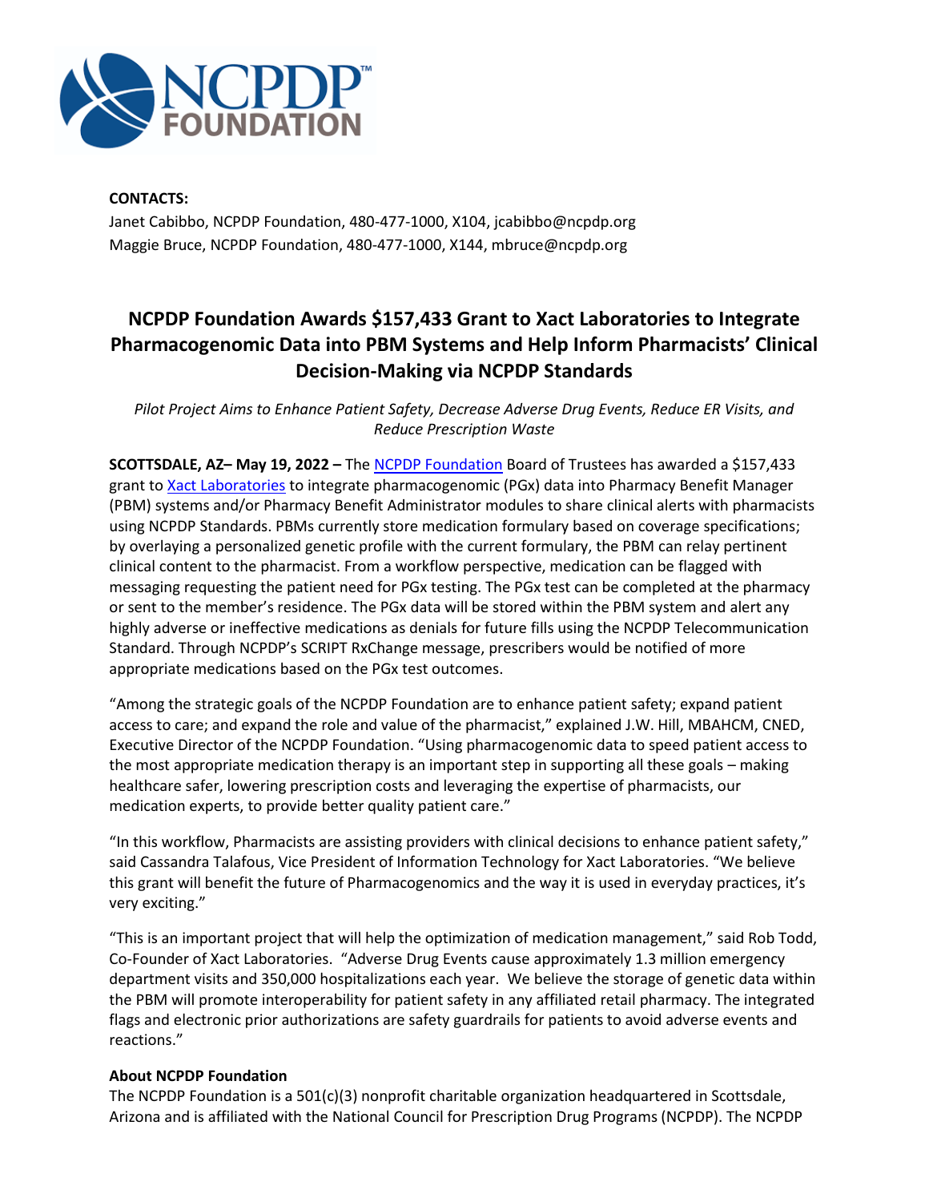**CONTACTS:**
Janet Cabibbo, NCPDP Foundation, 480-477-1000, X104, jcabibbo@ncpdp.org
Maggie Bruce, NCPDP Foundation, 480-477-1000, X144, mbruce@ncpdp.org

# NCPDP Foundation Awards $157,433 Grant to Xact Laboratories to Integrate Pharmacogenomic Data into PBM Systems and Help Inform Pharmacists' Clinical Decision-Making via NCPDP Standards

*Pilot Project Aims to Enhance Patient Safety, Decrease Adverse Drug Events, Reduce ER Visits, and Reduce Prescription Waste*

**SCOTTSDALE, AZ– May 19, 2022 –** The NCPDP Foundation Board of Trustees has awarded a $157,433 grant to Xact Laboratories to integrate pharmacogenomic (PGx) data into Pharmacy Benefit Manager (PBM) systems and/or Pharmacy Benefit Administrator modules to share clinical alerts with pharmacists using NCPDP Standards. PBMs currently store medication formulary based on coverage specifications; by overlaying a personalized genetic profile with the current formulary, the PBM can relay pertinent clinical content to the pharmacist. From a workflow perspective, medication can be flagged with messaging requesting the patient need for PGx testing. The PGx test can be completed at the pharmacy or sent to the member's residence. The PGx data will be stored within the PBM system and alert any highly adverse or ineffective medications as denials for future fills using the NCPDP Telecommunication Standard. Through NCPDP's SCRIPT RxChange message, prescribers would be notified of more appropriate medications based on the PGx test outcomes.

"Among the strategic goals of the NCPDP Foundation are to enhance patient safety; expand patient access to care; and expand the role and value of the pharmacist," explained J.W. Hill, MBAHCM, CNED, Executive Director of the NCPDP Foundation. "Using pharmacogenomic data to speed patient access to the most appropriate medication therapy is an important step in supporting all these goals – making healthcare safer, lowering prescription costs and leveraging the expertise of pharmacists, our medication experts, to provide better quality patient care."

"In this workflow, Pharmacists are assisting providers with clinical decisions to enhance patient safety," said Cassandra Talafous, Vice President of Information Technology for Xact Laboratories. "We believe this grant will benefit the future of Pharmacogenomics and the way it is used in everyday practices, it's very exciting."

"This is an important project that will help the optimization of medication management," said Rob Todd, Co-Founder of Xact Laboratories. "Adverse Drug Events cause approximately 1.3 million emergency department visits and 350,000 hospitalizations each year. We believe the storage of genetic data within the PBM will promote interoperability for patient safety in any affiliated retail pharmacy. The integrated flags and electronic prior authorizations are safety guardrails for patients to avoid adverse events and reactions."

**About NCPDP Foundation**

The NCPDP Foundation is a 501(c)(3) nonprofit charitable organization headquartered in Scottsdale, Arizona and is affiliated with the National Council for Prescription Drug Programs (NCPDP). The NCPDP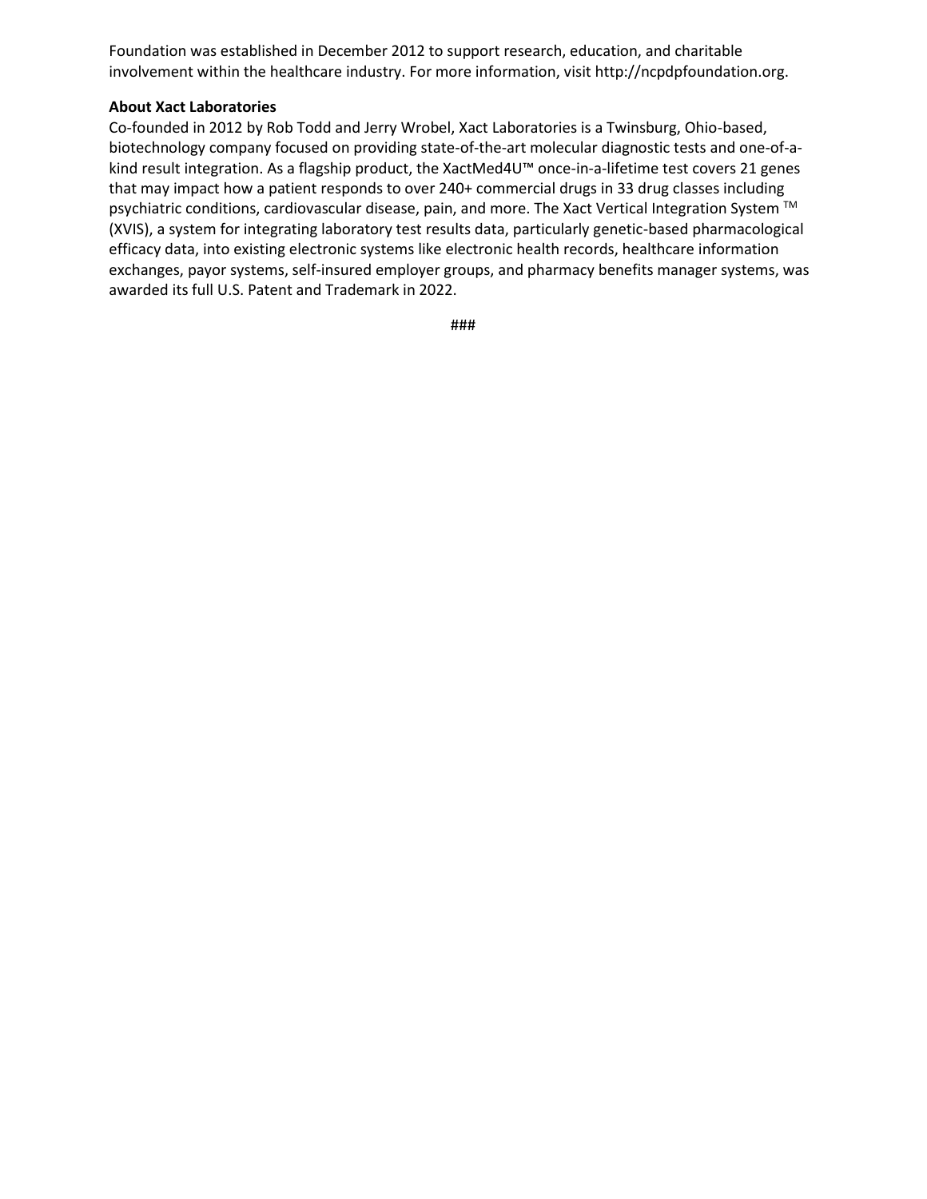Foundation was established in December 2012 to support research, education, and charitable involvement within the healthcare industry. For more information, visit http://ncpdpfoundation.org.

**About Xact Laboratories**

Co-founded in 2012 by Rob Todd and Jerry Wrobel, Xact Laboratories is a Twinsburg, Ohio-based, biotechnology company focused on providing state-of-the-art molecular diagnostic tests and one-of-a-kind result integration. As a flagship product, the XactMed4U™ once-in-a-lifetime test covers 21 genes that may impact how a patient responds to over 240+ commercial drugs in 33 drug classes including psychiatric conditions, cardiovascular disease, pain, and more. The Xact Vertical Integration System ™ (XVIS), a system for integrating laboratory test results data, particularly genetic-based pharmacological efficacy data, into existing electronic systems like electronic health records, healthcare information exchanges, payor systems, self-insured employer groups, and pharmacy benefits manager systems, was awarded its full U.S. Patent and Trademark in 2022.

###